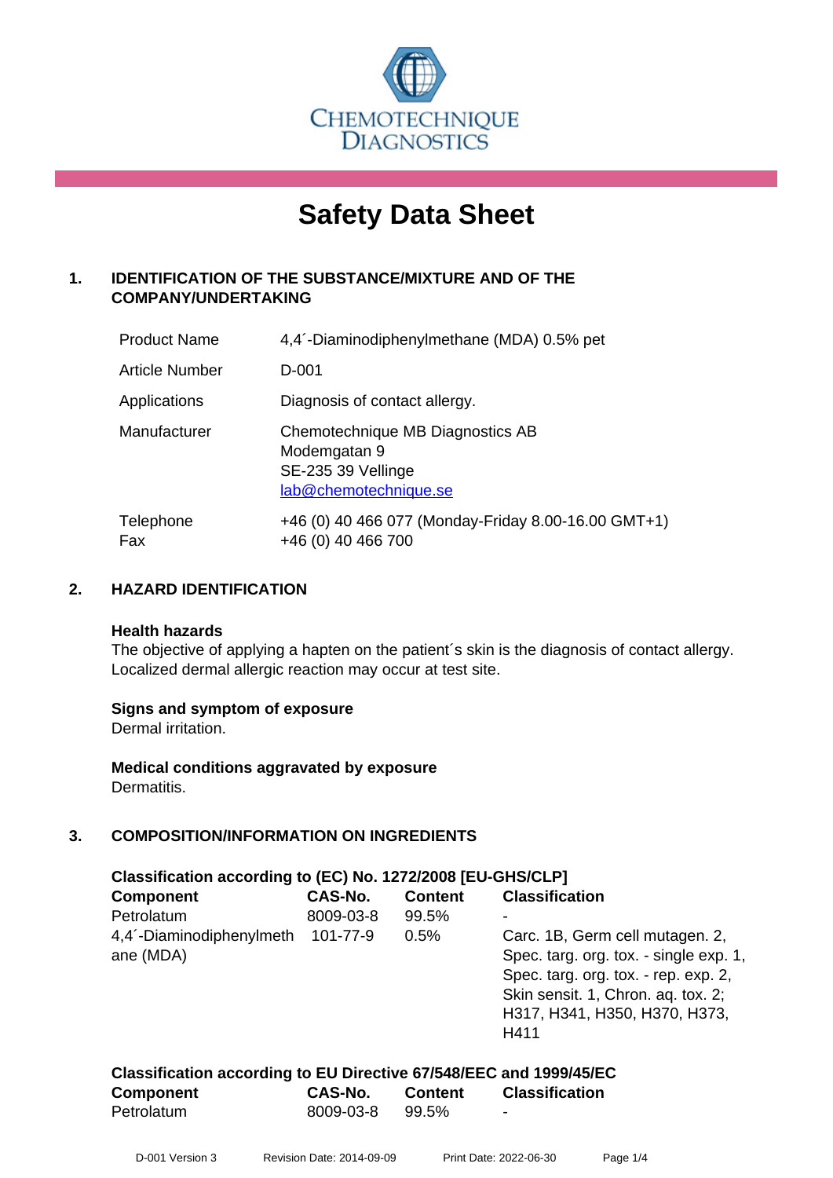CHEMOTECHNIQUE DIAGNOSTICS

# Safety Data Sheet

## 1. IDENTIFICATION OF THE SUBSTANCE/MIXTURE AND OF THE COMPANY/UNDERTAKING

| | |
|---|---|
| Product Name | 4,4´-Diaminodiphenylmethane (MDA) 0.5% pet |
| Article Number | D-001 |
| Applications | Diagnosis of contact allergy. |
| Manufacturer | Chemotechnique MB Diagnostics AB<br>Modemgatan 9<br>SE-235 39 Vellinge<br>lab@chemotechnique.se |
| Telephone<br>Fax | +46 (0) 40 466 077 (Monday-Friday 8.00-16.00 GMT+1)<br>+46 (0) 40 466 700 |

## 2. HAZARD IDENTIFICATION

**Health hazards**

The objective of applying a hapten on the patient´s skin is the diagnosis of contact allergy. Localized dermal allergic reaction may occur at test site.

**Signs and symptom of exposure**

Dermal irritation.

**Medical conditions aggravated by exposure**

Dermatitis.

## 3. COMPOSITION/INFORMATION ON INGREDIENTS

**Classification according to (EC) No. 1272/2008 [EU-GHS/CLP]**

| Component | CAS-No. | Content | Classification |
|---|---|---|---|
| Petrolatum | 8009-03-8 | 99.5% | - |
| 4,4´-Diaminodiphenylmethane (MDA) | 101-77-9 | 0.5% | Carc. 1B, Germ cell mutagen. 2, Spec. targ. org. tox. - single exp. 1, Spec. targ. org. tox. - rep. exp. 2, Skin sensit. 1, Chron. aq. tox. 2; H317, H341, H350, H370, H373, H411 |

**Classification according to EU Directive 67/548/EEC and 1999/45/EC**

| Component | CAS-No. | Content | Classification |
|---|---|---|---|
| Petrolatum | 8009-03-8 | 99.5% | - |

D-001 Version 3 Revision Date: 2014-09-09 Print Date: 2022-06-30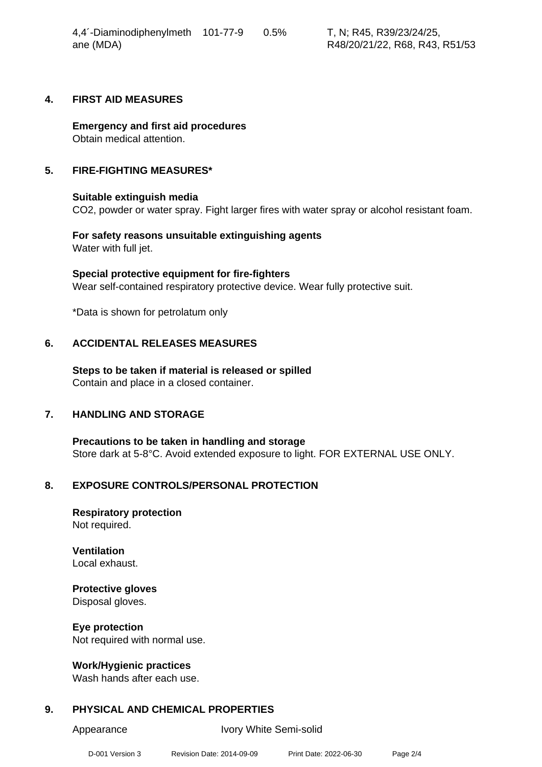| 4,4´-Diaminodiphenylmethane (MDA) | 101-77-9 | 0.5% | T, N; R45, R39/23/24/25, R48/20/21/22, R68, R43, R51/53 |
|---|---|---|---|

## 4. FIRST AID MEASURES

**Emergency and first aid procedures**
Obtain medical attention.

## 5. FIRE-FIGHTING MEASURES*

**Suitable extinguish media**
$CO_2$, powder or water spray. Fight larger fires with water spray or alcohol resistant foam.

**For safety reasons unsuitable extinguishing agents**
Water with full jet.

**Special protective equipment for fire-fighters**
Wear self-contained respiratory protective device. Wear fully protective suit.

*Data is shown for petrolatum only

## 6. ACCIDENTAL RELEASES MEASURES

**Steps to be taken if material is released or spilled**
Contain and place in a closed container.

## 7. HANDLING AND STORAGE

**Precautions to be taken in handling and storage**
Store dark at 5-8°C. Avoid extended exposure to light. FOR EXTERNAL USE ONLY.

## 8. EXPOSURE CONTROLS/PERSONAL PROTECTION

**Respiratory protection**
Not required.

**Ventilation**
Local exhaust.

**Protective gloves**
Disposal gloves.

**Eye protection**
Not required with normal use.

**Work/Hygienic practices**
Wash hands after each use.

## 9. PHYSICAL AND CHEMICAL PROPERTIES

| Appearance | Ivory White Semi-solid |
|---|---|

D-001 Version 3 Revision Date: 2014-09-09 Print Date: 2022-06-30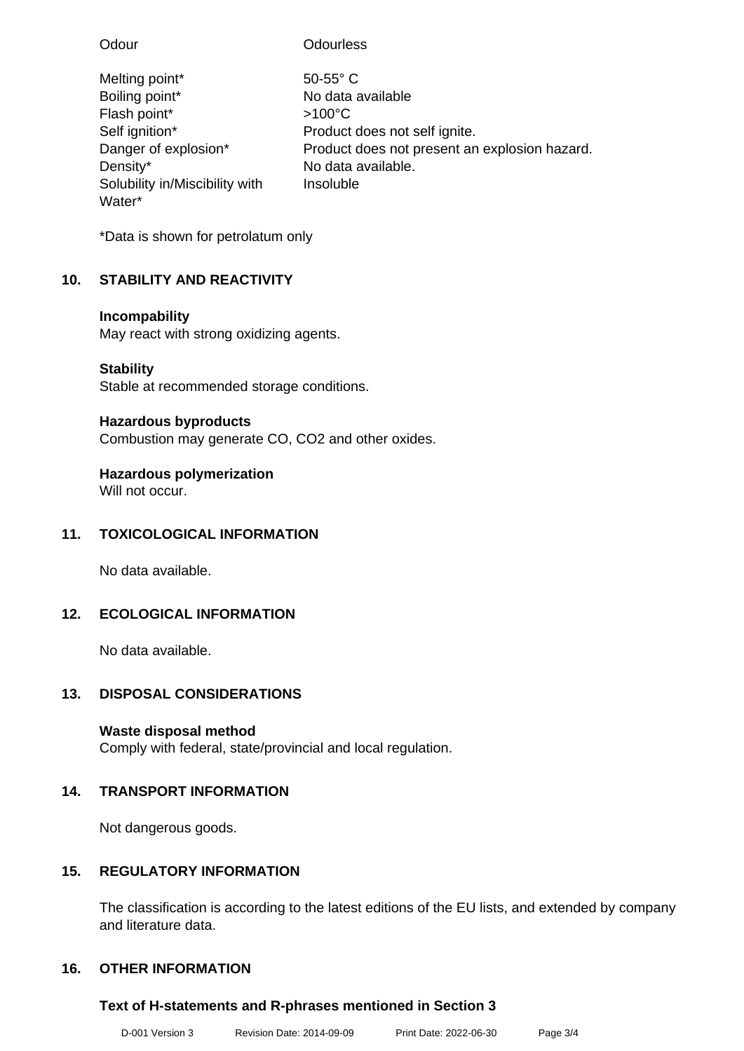| | |
|---|---|
| Odour | Odourless |
| Melting point* | 50-55° C |
| Boiling point* | No data available |
| Flash point* | >100°C |
| Self ignition* | Product does not self ignite. |
| Danger of explosion* | Product does not present an explosion hazard. |
| Density* | No data available. |
| Solubility in/Miscibility with Water* | Insoluble |

*Data is shown for petrolatum only

## 10. STABILITY AND REACTIVITY

**Incompability**
May react with strong oxidizing agents.

**Stability**
Stable at recommended storage conditions.

**Hazardous byproducts**
Combustion may generate CO, $CO_2$ and other oxides.

**Hazardous polymerization**
Will not occur.

## 11. TOXICOLOGICAL INFORMATION

No data available.

## 12. ECOLOGICAL INFORMATION

No data available.

## 13. DISPOSAL CONSIDERATIONS

**Waste disposal method**
Comply with federal, state/provincial and local regulation.

## 14. TRANSPORT INFORMATION

Not dangerous goods.

## 15. REGULATORY INFORMATION

The classification is according to the latest editions of the EU lists, and extended by company and literature data.

## 16. OTHER INFORMATION

**Text of H-statements and R-phrases mentioned in Section 3**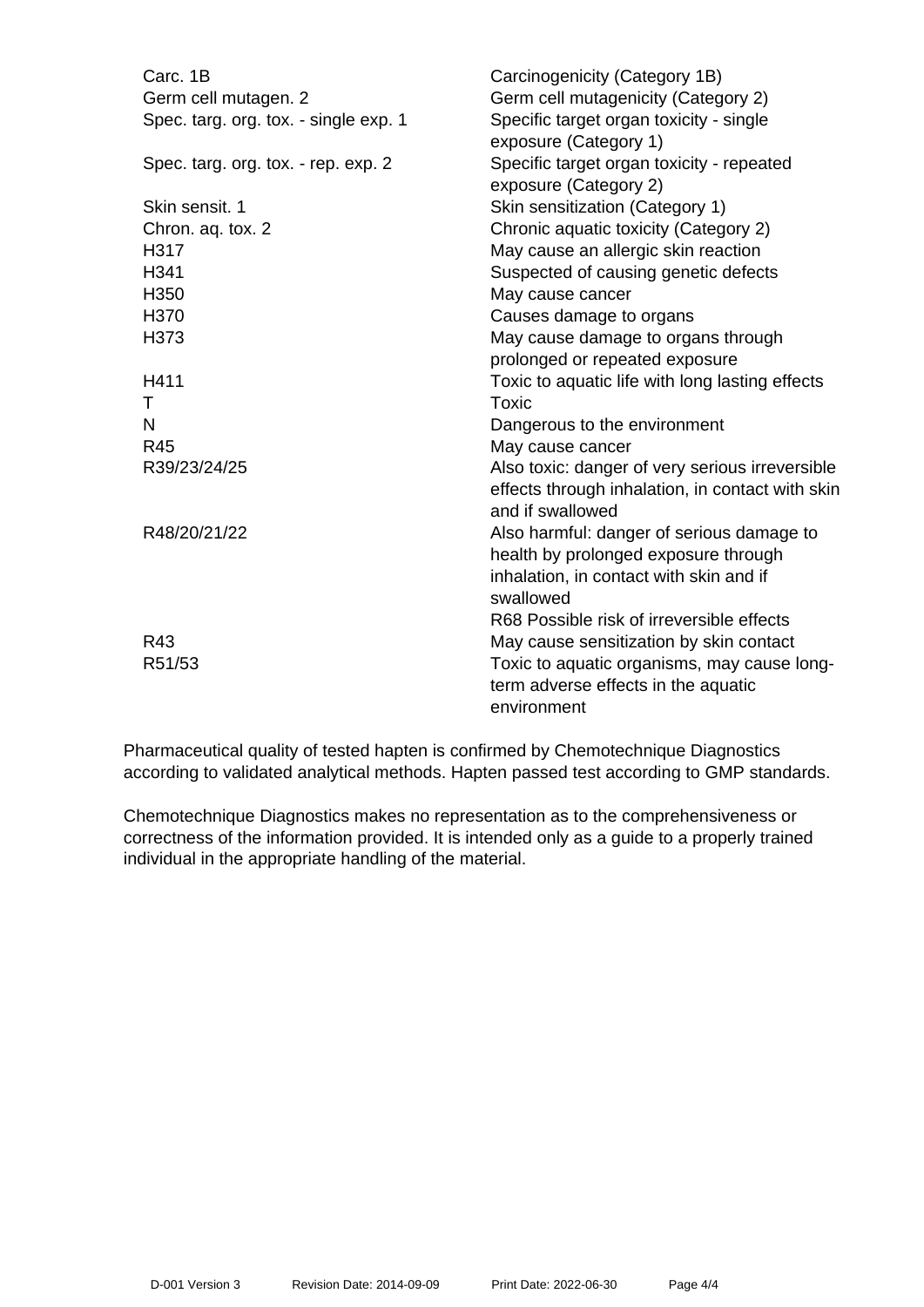| | |
|---|---|
| Carc. 1B | Carcinogenicity (Category 1B) |
| Germ cell mutagen. 2 | Germ cell mutagenicity (Category 2) |
| Spec. targ. org. tox. - single exp. 1 | Specific target organ toxicity - single exposure (Category 1) |
| Spec. targ. org. tox. - rep. exp. 2 | Specific target organ toxicity - repeated exposure (Category 2) |
| Skin sensit. 1 | Skin sensitization (Category 1) |
| Chron. aq. tox. 2 | Chronic aquatic toxicity (Category 2) |
| H317 | May cause an allergic skin reaction |
| H341 | Suspected of causing genetic defects |
| H350 | May cause cancer |
| H370 | Causes damage to organs |
| H373 | May cause damage to organs through prolonged or repeated exposure |
| H411 | Toxic to aquatic life with long lasting effects |
| T | Toxic |
| N | Dangerous to the environment |
| R45 | May cause cancer |
| R39/23/24/25 | Also toxic: danger of very serious irreversible effects through inhalation, in contact with skin and if swallowed |
| R48/20/21/22 | Also harmful: danger of serious damage to health by prolonged exposure through inhalation, in contact with skin and if swallowed |
| | R68 Possible risk of irreversible effects |
| R43 | May cause sensitization by skin contact |
| R51/53 | Toxic to aquatic organisms, may cause long-term adverse effects in the aquatic environment |

Pharmaceutical quality of tested hapten is confirmed by Chemotechnique Diagnostics according to validated analytical methods. Hapten passed test according to GMP standards.

Chemotechnique Diagnostics makes no representation as to the comprehensiveness or correctness of the information provided. It is intended only as a guide to a properly trained individual in the appropriate handling of the material.